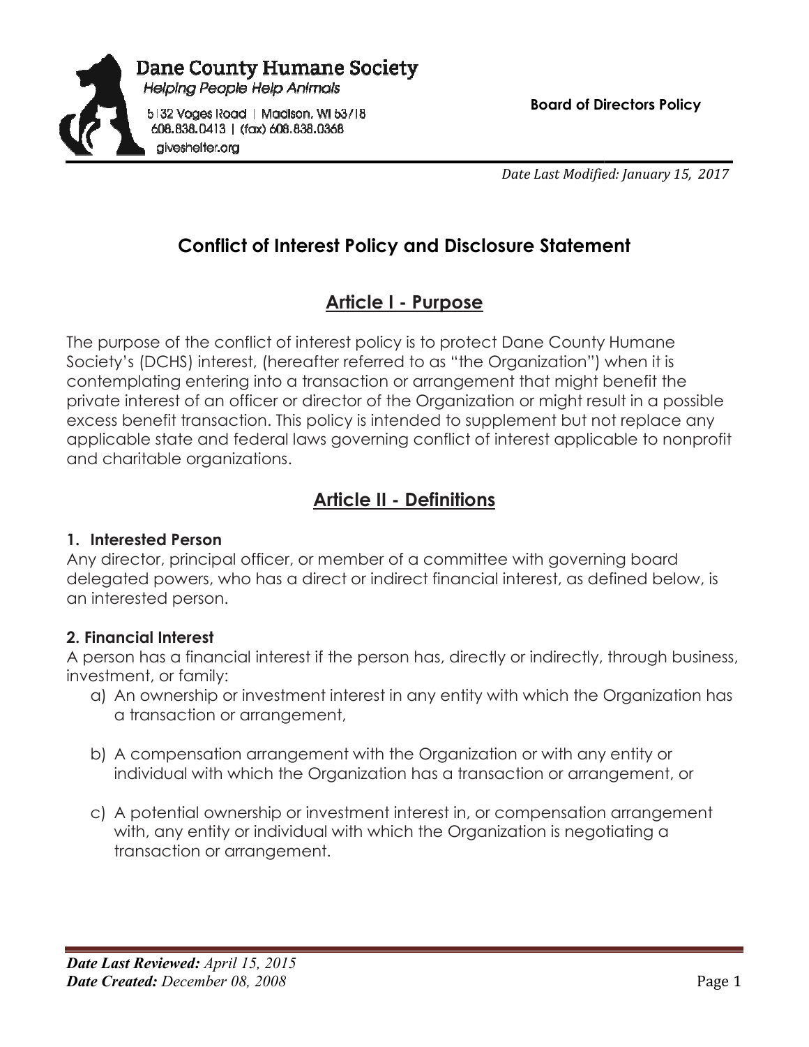# Dane County Humane Society

*Helping People Help Animals*

5132 Voges Road | Madison, WI 53718
608.838.0413 | (fax) 608.838.0368
giveshelter.org

**Board of Directors Policy**

*Date Last Modified: January 15, 2017*

## Conflict of Interest Policy and Disclosure Statement

## Article I - Purpose

The purpose of the conflict of interest policy is to protect Dane County Humane Society's (DCHS) interest, (hereafter referred to as "the Organization") when it is contemplating entering into a transaction or arrangement that might benefit the private interest of an officer or director of the Organization or might result in a possible excess benefit transaction. This policy is intended to supplement but not replace any applicable state and federal laws governing conflict of interest applicable to nonprofit and charitable organizations.

## Article II - Definitions

### 1. Interested Person

Any director, principal officer, or member of a committee with governing board delegated powers, who has a direct or indirect financial interest, as defined below, is an interested person.

### 2. Financial Interest

A person has a financial interest if the person has, directly or indirectly, through business, investment, or family:

a) An ownership or investment interest in any entity with which the Organization has a transaction or arrangement,

b) A compensation arrangement with the Organization or with any entity or individual with which the Organization has a transaction or arrangement, or

c) A potential ownership or investment interest in, or compensation arrangement with, any entity or individual with which the Organization is negotiating a transaction or arrangement.

***Date Last Reviewed:*** *April 15, 2015*
***Date Created:*** *December 08, 2008*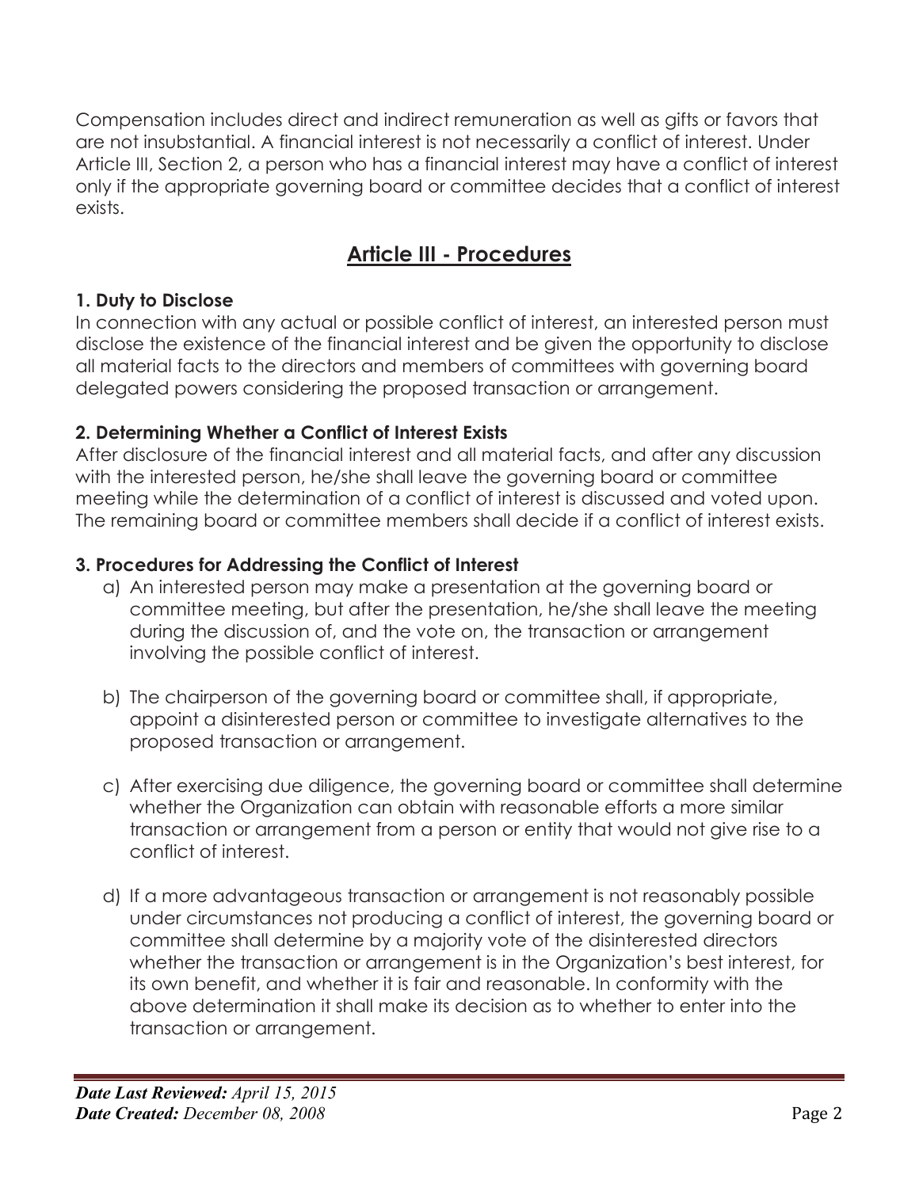Compensation includes direct and indirect remuneration as well as gifts or favors that are not insubstantial. A financial interest is not necessarily a conflict of interest. Under Article III, Section 2, a person who has a financial interest may have a conflict of interest only if the appropriate governing board or committee decides that a conflict of interest exists.

## Article III - Procedures

**1. Duty to Disclose**
In connection with any actual or possible conflict of interest, an interested person must disclose the existence of the financial interest and be given the opportunity to disclose all material facts to the directors and members of committees with governing board delegated powers considering the proposed transaction or arrangement.

**2. Determining Whether a Conflict of Interest Exists**
After disclosure of the financial interest and all material facts, and after any discussion with the interested person, he/she shall leave the governing board or committee meeting while the determination of a conflict of interest is discussed and voted upon. The remaining board or committee members shall decide if a conflict of interest exists.

**3. Procedures for Addressing the Conflict of Interest**

a) An interested person may make a presentation at the governing board or committee meeting, but after the presentation, he/she shall leave the meeting during the discussion of, and the vote on, the transaction or arrangement involving the possible conflict of interest.

b) The chairperson of the governing board or committee shall, if appropriate, appoint a disinterested person or committee to investigate alternatives to the proposed transaction or arrangement.

c) After exercising due diligence, the governing board or committee shall determine whether the Organization can obtain with reasonable efforts a more similar transaction or arrangement from a person or entity that would not give rise to a conflict of interest.

d) If a more advantageous transaction or arrangement is not reasonably possible under circumstances not producing a conflict of interest, the governing board or committee shall determine by a majority vote of the disinterested directors whether the transaction or arrangement is in the Organization's best interest, for its own benefit, and whether it is fair and reasonable. In conformity with the above determination it shall make its decision as to whether to enter into the transaction or arrangement.

***Date Last Reviewed:*** *April 15, 2015*
***Date Created:*** *December 08, 2008*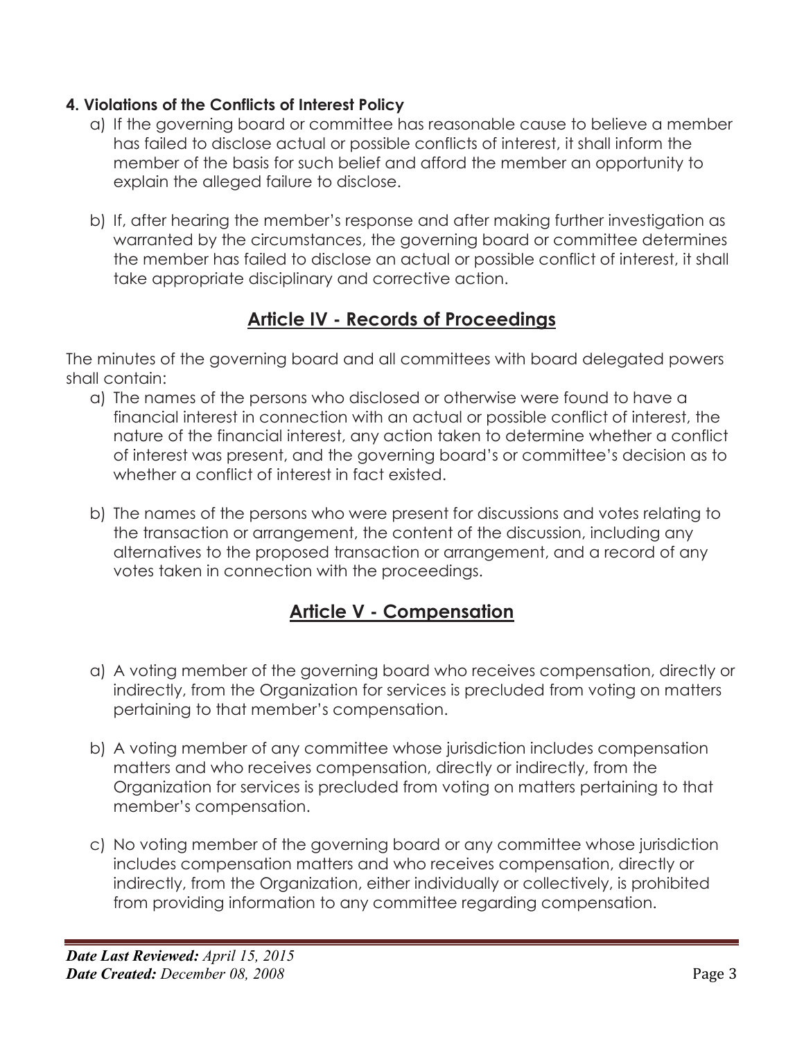**4. Violations of the Conflicts of Interest Policy**

a) If the governing board or committee has reasonable cause to believe a member has failed to disclose actual or possible conflicts of interest, it shall inform the member of the basis for such belief and afford the member an opportunity to explain the alleged failure to disclose.

b) If, after hearing the member's response and after making further investigation as warranted by the circumstances, the governing board or committee determines the member has failed to disclose an actual or possible conflict of interest, it shall take appropriate disciplinary and corrective action.

## Article IV - Records of Proceedings

The minutes of the governing board and all committees with board delegated powers shall contain:

a) The names of the persons who disclosed or otherwise were found to have a financial interest in connection with an actual or possible conflict of interest, the nature of the financial interest, any action taken to determine whether a conflict of interest was present, and the governing board's or committee's decision as to whether a conflict of interest in fact existed.

b) The names of the persons who were present for discussions and votes relating to the transaction or arrangement, the content of the discussion, including any alternatives to the proposed transaction or arrangement, and a record of any votes taken in connection with the proceedings.

## Article V - Compensation

a) A voting member of the governing board who receives compensation, directly or indirectly, from the Organization for services is precluded from voting on matters pertaining to that member's compensation.

b) A voting member of any committee whose jurisdiction includes compensation matters and who receives compensation, directly or indirectly, from the Organization for services is precluded from voting on matters pertaining to that member's compensation.

c) No voting member of the governing board or any committee whose jurisdiction includes compensation matters and who receives compensation, directly or indirectly, from the Organization, either individually or collectively, is prohibited from providing information to any committee regarding compensation.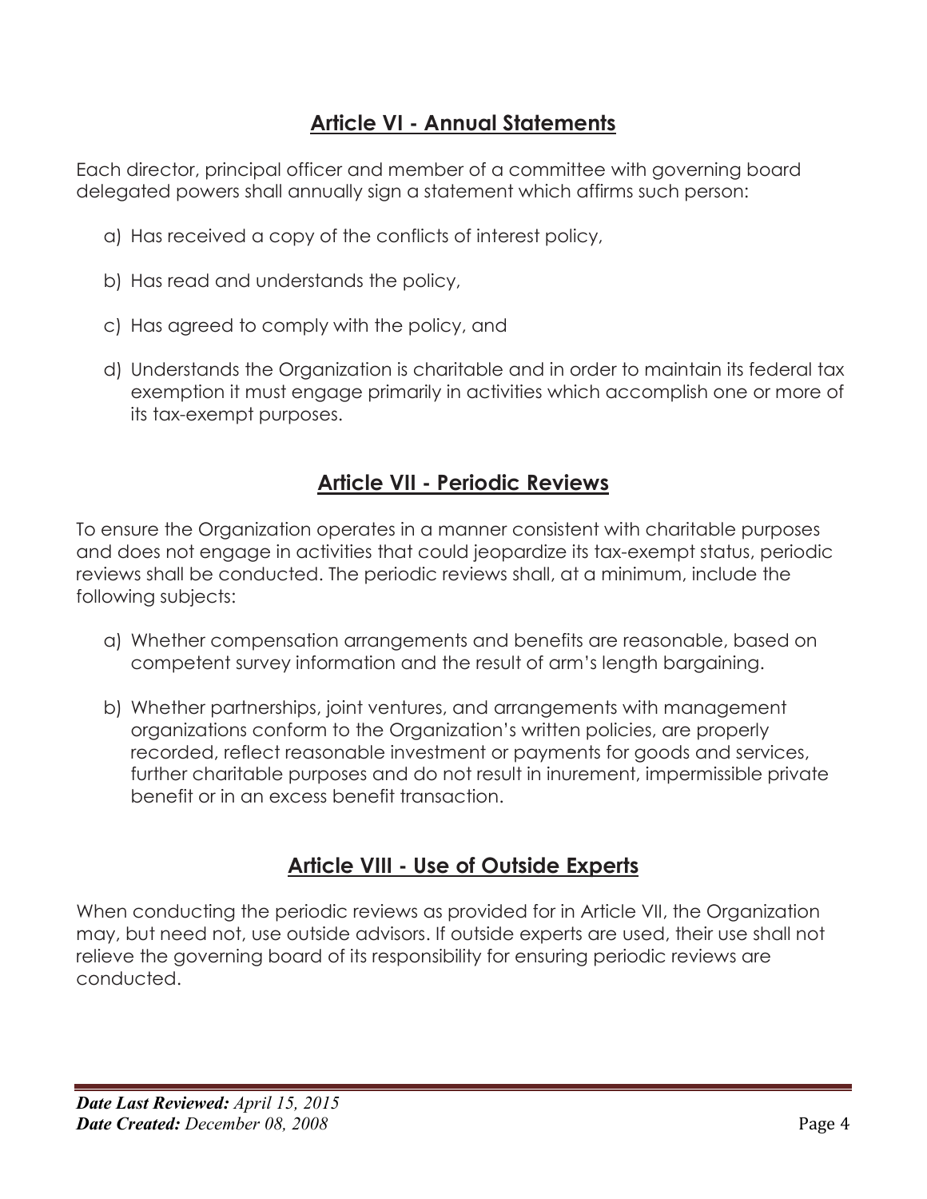## Article VI - Annual Statements

Each director, principal officer and member of a committee with governing board delegated powers shall annually sign a statement which affirms such person:

a) Has received a copy of the conflicts of interest policy,

b) Has read and understands the policy,

c) Has agreed to comply with the policy, and

d) Understands the Organization is charitable and in order to maintain its federal tax exemption it must engage primarily in activities which accomplish one or more of its tax-exempt purposes.

## Article VII - Periodic Reviews

To ensure the Organization operates in a manner consistent with charitable purposes and does not engage in activities that could jeopardize its tax-exempt status, periodic reviews shall be conducted. The periodic reviews shall, at a minimum, include the following subjects:

a) Whether compensation arrangements and benefits are reasonable, based on competent survey information and the result of arm's length bargaining.

b) Whether partnerships, joint ventures, and arrangements with management organizations conform to the Organization's written policies, are properly recorded, reflect reasonable investment or payments for goods and services, further charitable purposes and do not result in inurement, impermissible private benefit or in an excess benefit transaction.

## Article VIII - Use of Outside Experts

When conducting the periodic reviews as provided for in Article VII, the Organization may, but need not, use outside advisors. If outside experts are used, their use shall not relieve the governing board of its responsibility for ensuring periodic reviews are conducted.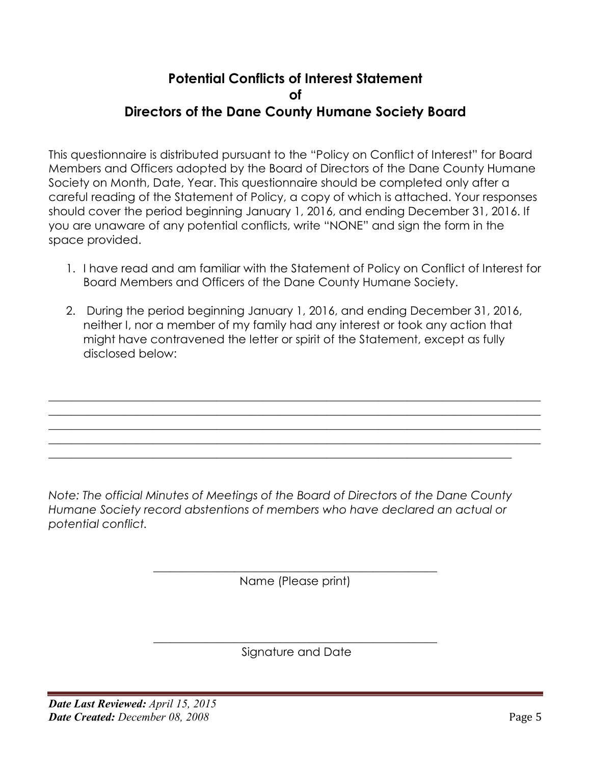# Potential Conflicts of Interest Statement
# of
# Directors of the Dane County Humane Society Board

This questionnaire is distributed pursuant to the "Policy on Conflict of Interest" for Board Members and Officers adopted by the Board of Directors of the Dane County Humane Society on Month, Date, Year. This questionnaire should be completed only after a careful reading of the Statement of Policy, a copy of which is attached. Your responses should cover the period beginning January 1, 2016, and ending December 31, 2016. If you are unaware of any potential conflicts, write "NONE" and sign the form in the space provided.

1. I have read and am familiar with the Statement of Policy on Conflict of Interest for Board Members and Officers of the Dane County Humane Society.

2. During the period beginning January 1, 2016, and ending December 31, 2016, neither I, nor a member of my family had any interest or took any action that might have contravened the letter or spirit of the Statement, except as fully disclosed below:

_______________________________________________________________________________
_______________________________________________________________________________
_______________________________________________________________________________
_______________________________________________________________________________
_____________________________________________________________________________

*Note: The official Minutes of Meetings of the Board of Directors of the Dane County Humane Society record abstentions of members who have declared an actual or potential conflict.*

_________________________________________
Name (Please print)

_________________________________________
Signature and Date

***Date Last Reviewed:*** *April 15, 2015*
***Date Created:*** *December 08, 2008*